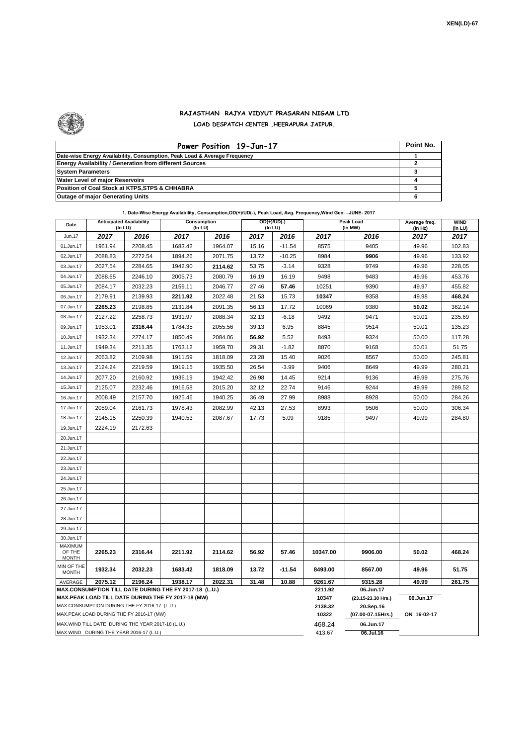XEN(LD)-67

# RAJASTHAN RAJYA VIDYUT PRASARAN NIGAM LTD

## LOAD DESPATCH CENTER ,HEERAPURA JAIPUR.

| Power Position 19-Jun-17 | Point No. |
|---|---|
| Date-wise Energy Availability, Consumption, Peak Load & Average Frequency | 1 |
| Energy Availability / Generation from different Sources | 2 |
| System Parameters | 3 |
| Water Level of major Reservoirs | 4 |
| Position of Coal Stock at KTPS,STPS & CHHABRA | 5 |
| Outage of major Generating Units | 6 |

**1. Date-Wise Energy Availability, Consumption,OD(+)/UD(-), Peak Load, Avg. Frequency,Wind Gen. –JUNE- 2017**

| Date | Anticipated Availability (In LU) | | Consumption (In LU) | | OD(+)/UD(-) (In LU) | | Peak Load (In MW) | | Average freq. (In Hz) | WIND (in LU) |
|---|---|---|---|---|---|---|---|---|---|---|
| Jun.17 | 2017 | 2016 | 2017 | 2016 | 2017 | 2016 | 2017 | 2016 | 2017 | 2017 |
| 01.Jun.17 | 1961.94 | 2208.45 | 1683.42 | 1964.07 | 15.16 | -11.54 | 8575 | 9405 | 49.96 | 102.83 |
| 02.Jun.17 | 2088.83 | 2272.54 | 1894.26 | 2071.75 | 13.72 | -10.25 | 8984 | **9906** | 49.96 | 133.92 |
| 03.Jun.17 | 2027.54 | 2284.65 | 1942.90 | **2114.62** | 53.75 | -3.14 | 9328 | 9749 | 49.96 | 228.05 |
| 04.Jun.17 | 2088.65 | 2246.10 | 2005.73 | 2080.79 | 16.19 | 16.19 | 9498 | 9483 | 49.96 | 453.76 |
| 05.Jun.17 | 2084.17 | 2032.23 | 2159.11 | 2046.77 | 27.46 | **57.46** | 10251 | 9390 | 49.97 | 455.82 |
| 06.Jun.17 | 2179.91 | 2139.93 | **2211.92** | 2022.48 | 21.53 | 15.73 | **10347** | 9358 | 49.98 | **468.24** |
| 07.Jun.17 | **2265.23** | 2198.85 | 2131.84 | 2091.35 | 56.13 | 17.72 | 10069 | 9380 | **50.02** | 362.14 |
| 08.Jun.17 | 2127.22 | 2258.73 | 1931.97 | 2088.34 | 32.13 | -6.18 | 9492 | 9471 | 50.01 | 235.69 |
| 09.Jun.17 | 1953.01 | **2316.44** | 1784.35 | 2055.56 | 39.13 | 6.95 | 8845 | 9514 | 50.01 | 135.23 |
| 10.Jun.17 | 1932.34 | 2274.17 | 1850.49 | 2084.06 | **56.92** | 5.52 | 8493 | 9324 | 50.00 | 117.28 |
| 11.Jun.17 | 1949.34 | 2211.35 | 1763.12 | 1959.70 | 29.31 | -1.82 | 8870 | 9168 | 50.01 | 51.75 |
| 12.Jun.17 | 2063.82 | 2109.98 | 1911.59 | 1818.09 | 23.28 | 15.40 | 9026 | 8567 | 50.00 | 245.81 |
| 13.Jun.17 | 2124.24 | 2219.59 | 1919.15 | 1935.50 | 26.54 | -3.99 | 9406 | 8649 | 49.99 | 280.21 |
| 14.Jun.17 | 2077.20 | 2160.92 | 1936.19 | 1942.42 | 26.98 | 14.45 | 9214 | 9136 | 49.99 | 275.76 |
| 15.Jun.17 | 2125.07 | 2232.46 | 1916.58 | 2015.20 | 32.12 | 22.74 | 9146 | 9244 | 49.99 | 289.52 |
| 16.Jun.17 | 2008.49 | 2157.70 | 1925.46 | 1940.25 | 36.49 | 27.99 | 8988 | 8928 | 50.00 | 284.26 |
| 17.Jun.17 | 2059.04 | 2161.73 | 1978.43 | 2082.99 | 42.13 | 27.53 | 8993 | 9506 | 50.00 | 306.34 |
| 18.Jun.17 | 2145.15 | 2250.39 | 1940.53 | 2087.67 | 17.73 | 5.09 | 9185 | 9497 | 49.99 | 284.80 |
| 19.Jun.17 | 2224.19 | 2172.63 | | | | | | | | |
| 20.Jun.17 | | | | | | | | | | |
| 21.Jun.17 | | | | | | | | | | |
| 22.Jun.17 | | | | | | | | | | |
| 23.Jun.17 | | | | | | | | | | |
| 24.Jun.17 | | | | | | | | | | |
| 25.Jun.17 | | | | | | | | | | |
| 26.Jun.17 | | | | | | | | | | |
| 27.Jun.17 | | | | | | | | | | |
| 28.Jun.17 | | | | | | | | | | |
| 29.Jun.17 | | | | | | | | | | |
| 30.Jun.17 | | | | | | | | | | |
| MAXIMUM OF THE MONTH | 2265.23 | 2316.44 | 2211.92 | 2114.62 | 56.92 | 57.46 | 10347.00 | 9906.00 | 50.02 | 468.24 |
| MIN OF THE MONTH | 1932.34 | 2032.23 | 1683.42 | 1818.09 | 13.72 | -11.54 | 8493.00 | 8567.00 | 49.96 | 51.75 |
| AVERAGE | 2075.12 | 2196.24 | 1938.17 | 2022.31 | 31.48 | 10.88 | 9261.67 | 9315.28 | 49.99 | 261.75 |
| MAX.CONSUMPTION TILL DATE DURING THE FY 2017-18 (L.U.) | | | | | | | 2211.92 | 06.Jun.17 | | |
| MAX.PEAK LOAD TILL DATE DURING THE FY 2017-18 (MW) | | | | | | | 10347 | (23.15-23.30 Hrs.) | 06.Jun.17 | |
| MAX.CONSUMPTION DURING THE FY 2016-17 (L.U.) | | | | | | | 2138.32 | 20.Sep.16 | | |
| MAX.PEAK LOAD DURING THE FY 2016-17 (MW) | | | | | | | 10322 | (07.00-07.15Hrs.) | ON 16-02-17 | |
| MAX.WIND TILL DATE DURING THE YEAR 2017-18 (L.U.) | | | | | | | 468.24 | 06.Jun.17 | | |
| MAX.WIND DURING THE YEAR 2016-17 (L.U.) | | | | | | | 413.67 | 06.Jul.16 | | |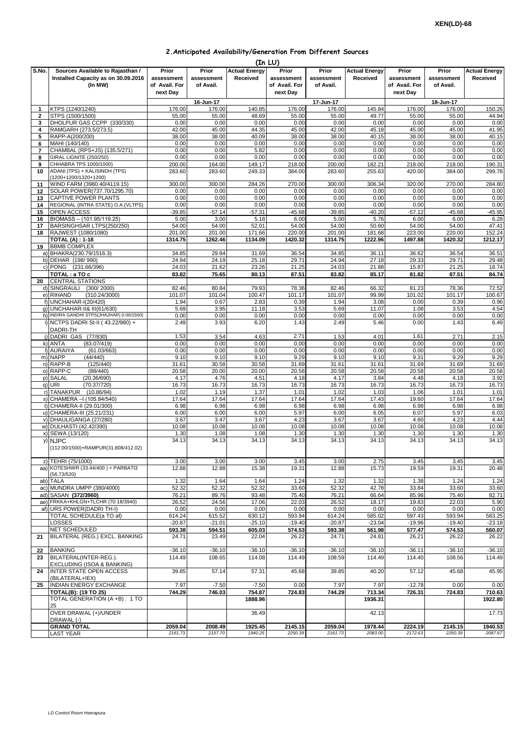XEN(LD)-68

## 2.Anticipated Availability/Generation From Different Sources

(In LU)

| S.No. | Sources Available to Rajasthan / Installed Capacity as on 30.09.2016 (In MW) | Prior assessment of Avail. For next Day | Prior assessment of Avail. | Actual Energy Received | Prior assessment of Avail. For next Day | Prior assessment of Avail. | Actual Energy Received | Prior assessment of Avail. For next Day | Prior assessment of Avail. | Actual Energy Received |
|---|---|---|---|---|---|---|---|---|---|---|
| | | 16-Jun-17 | | | 17-Jun-17 | | | 18-Jun-17 | | |
| 1 | KTPS (1240/1240) | 176.00 | 176.00 | 140.85 | 176.00 | 176.00 | 145.84 | 176.00 | 176.00 | 150.26 |
| 2 | STPS (1500/1500) | 55.00 | 55.00 | 48.69 | 55.00 | 55.00 | 49.77 | 55.00 | 55.00 | 44.94 |
| 3 | DHOLPUR GAS CCPP (330/330) | 0.00 | 0.00 | 0.00 | 0.00 | 0.00 | 0.00 | 0.00 | 0.00 | 0.00 |
| 4 | RAMGARH (273.5/273.5) | 42.00 | 45.00 | 44.35 | 45.00 | 42.00 | 45.18 | 45.00 | 45.00 | 41.95 |
| 5 | RAPP-A(200/200) | 38.00 | 38.00 | 40.09 | 38.00 | 38.00 | 40.15 | 38.00 | 38.00 | 40.15 |
| 6 | MAHI (140/140) | 0.00 | 0.00 | 0.00 | 0.00 | 0.00 | 0.00 | 0.00 | 0.00 | 0.00 |
| 7 | CHAMBAL (RPS+JS) (135.5/271) | 0.00 | 0.00 | 5.82 | 0.00 | 0.00 | 0.00 | 0.00 | 0.00 | 0.00 |
| 8 | GIRAL LIGNITE (250/250) | 0.00 | 0.00 | 0.00 | 0.00 | 0.00 | 0.00 | 0.00 | 0.00 | 0.00 |
| 9 | CHHABRA TPS 1000/1000) | 200.00 | 164.00 | 149.17 | 218.00 | 200.00 | 182.21 | 218.00 | 218.00 | 190.31 |
| 10 | ADANI (TPS) + KALISINDH (TPS) (1200+1200/1320+1200) | 283.60 | 283.60 | 249.33 | 384.00 | 283.60 | 255.63 | 420.00 | 384.00 | 299.78 |
| 11 | WIND FARM (3980.40/4119.15) | 300.00 | 300.00 | 284.26 | 270.00 | 300.00 | 306.34 | 320.00 | 270.00 | 284.80 |
| 12 | SOLAR POWER(737.70/1295.70) | 0.00 | 0.00 | 0.00 | 0.00 | 0.00 | 0.00 | 0.00 | 0.00 | 0.00 |
| 13 | CAPTIVE POWER PLANTS | 0.00 | 0.00 | 0.00 | 0.00 | 0.00 | 0.00 | 0.00 | 0.00 | 0.00 |
| 14 | REGIONAL (INTRA STATE) O.A.(VLTPS) | 0.00 | 0.00 | 0.00 | 0.00 | 0.00 | 0.00 | 0.00 | 0.00 | 0.00 |
| 15 | OPEN ACCESS | -39.85 | -57.14 | -57.31 | -45.68 | -39.85 | -40.20 | -57.12 | -45.68 | -45.95 |
| 16 | BIOMASS – (101.95/119.25) | 5.00 | 3.00 | 5.18 | 6.00 | 5.00 | 5.76 | 6.00 | 6.00 | 6.28 |
| 17 | BARSINGHSAR LTPS(250/250) | 54.00 | 54.00 | 52.01 | 54.00 | 54.00 | 50.60 | 54.00 | 54.00 | 47.41 |
| 18 | RAJWEST (1080/1080) | 201.00 | 201.00 | 171.66 | 220.00 | 201.00 | 181.68 | 223.00 | 220.00 | 152.24 |
| | **TOTAL (A) : 1-18** | **1314.75** | **1262.46** | **1134.09** | **1420.32** | **1314.75** | **1222.96** | **1497.88** | **1420.32** | **1212.17** |
| 19 | BBMB COMPLEX | | | | | | | | | |
| a) | BHAKRA(230.79/1516.3) | 34.85 | 29.84 | 31.69 | 36.54 | 34.85 | 36.11 | 36.62 | 36.54 | 36.51 |
| b) | DEHAR (198/ 990) | 24.94 | 24.19 | 25.18 | 29.71 | 24.94 | 27.18 | 29.33 | 29.71 | 29.48 |
| c) | PONG (231.66/396) | 24.03 | 21.62 | 23.26 | 21.25 | 24.03 | 21.88 | 15.87 | 21.25 | 18.74 |
| | **TOTAL : a TO c** | **83.82** | **75.65** | **80.13** | **87.51** | **83.82** | **85.17** | **81.82** | **87.51** | **84.74** |
| 20 | CENTRAL STATIONS | | | | | | | | | |
| d) | SINGRAULI (300/ 2000) | 82.46 | 80.84 | 79.93 | 78.36 | 82.46 | 66.32 | 81.23 | 78.36 | 72.52 |
| e) | RIHAND (310.24/3000) | 101.07 | 101.04 | 100.47 | 101.17 | 101.07 | 99.99 | 101.02 | 101.17 | 100.67 |
| f) | UNCHAHAR-I(20/420) | 1.94 | 0.67 | 2.83 | 0.39 | 1.94 | 3.08 | 0.00 | 0.39 | 0.96 |
| g) | UNCHAHAR-II& III(61/630) | 5.69 | 3.95 | 11.18 | 3.53 | 5.69 | 11.07 | 1.08 | 3.53 | 4.54 |
| h) | INDIRA GANDHI STPS(JHAJHAR) 0.00/1500) | 0.00 | 0.00 | 0.00 | 0.00 | 0.00 | 0.00 | 0.00 | 0.00 | 0.00 |
| i) | NCTPS DADRI St-II ( 43.22/980) + DADRI-TH | 2.49 | 3.93 | 6.20 | 1.43 | 2.49 | 5.46 | 0.00 | 1.43 | 6.49 |
| j) | DADRI GAS (77/830) | 1.53 | 3.54 | 4.63 | 2.71 | 1.53 | 4.01 | 1.61 | 2.71 | 2.15 |
| k) | ANTA (83.07/419) | 0.00 | 0.00 | 0.00 | 0.00 | 0.00 | 0.00 | 0.00 | 0.00 | 0.00 |
| l) | AURAIYA (61.03/663) | 0.00 | 0.00 | 0.00 | 0.00 | 0.00 | 0.00 | 0.00 | 0.00 | 0.00 |
| m) | NAPP (44/440) | 9.10 | 9.10 | 9.10 | 9.29 | 9.10 | 9.10 | 9.31 | 9.29 | 9.29 |
| n) | RAPP-B (125/440) | 31.61 | 30.58 | 30.58 | 31.69 | 31.61 | 31.61 | 31.69 | 31.69 | 31.69 |
| o) | RAPP-C (88/440) | 20.58 | 20.00 | 20.00 | 20.58 | 20.58 | 20.58 | 20.58 | 20.58 | 20.58 |
| p) | SALAL (20.36/690) | 4.17 | 4.76 | 4.51 | 4.18 | 4.17 | 3.84 | 4.48 | 4.18 | 3.92 |
| q) | URI (70.37/720) | 16.73 | 16.73 | 16.73 | 16.73 | 16.73 | 16.73 | 16.73 | 16.73 | 16.73 |
| r) | TANAKPUR (10.86/94) | 1.02 | 1.19 | 1.37 | 1.01 | 1.02 | 1.03 | 1.06 | 1.01 | 1.01 |
| s) | CHAMERA –I (105.84/540) | 17.64 | 17.64 | 17.64 | 17.64 | 17.64 | 17.43 | 19.60 | 17.64 | 17.64 |
| t) | CHAMERA-II (29.01/300) | 6.98 | 6.98 | 6.98 | 6.98 | 6.98 | 6.98 | 6.98 | 6.98 | 6.98 |
| u) | CHAMERA-III (25.21/231) | 6.00 | 6.00 | 6.00 | 5.97 | 6.00 | 6.05 | 6.07 | 5.97 | 6.03 |
| v) | DHAULIGANGA (27/280) | 3.67 | 3.47 | 3.67 | 4.23 | 3.67 | 3.67 | 4.60 | 4.23 | 4.44 |
| w) | DULHASTI (42.42/390) | 10.08 | 10.08 | 10.08 | 10.08 | 10.08 | 10.08 | 10.08 | 10.08 | 10.08 |
| x) | SEWA (13/120) | 1.30 | 1.08 | 1.08 | 1.30 | 1.30 | 1.30 | 1.30 | 1.30 | 1.30 |
| y) | NJPC (112.00/1500)+RAMPUR(31.808/412.02) | 34.13 | 34.13 | 34.13 | 34.13 | 34.13 | 34.13 | 34.13 | 34.13 | 34.13 |
| z) | TEHRI (75/1000) | 3.00 | 3.00 | 3.00 | 3.45 | 3.00 | 2.75 | 3.45 | 3.45 | 3.45 |
| aa) | KOTESHWR (33.44/400 ) + PARBATI3 (56.73/520) | 12.88 | 12.88 | 15.38 | 19.31 | 12.88 | 15.73 | 19.59 | 19.31 | 20.48 |
| ab) | TALA | 1.32 | 1.64 | 1.64 | 1.24 | 1.32 | 1.32 | 1.38 | 1.24 | 1.24 |
| ac) | MUNDRA UMPP (380/4000) | 52.32 | 52.32 | 52.32 | 33.60 | 52.32 | 42.78 | 33.84 | 33.60 | 33.60 |
| ad) | SASAN **(372/3960)** | 76.21 | 89.76 | 93.48 | 75.40 | 76.21 | 66.64 | 85.98 | 75.40 | 82.71 |
| ae) | FRKKA+KHLGN+TLCHR (70.18/3940) | 26.52 | 24.56 | 17.06 | 22.03 | 26.52 | 18.17 | 19.83 | 22.03 | 5.90 |
| af) | URS POWER(DADRI TH-I) | 0.00 | 0.00 | 0.00 | 0.00 | 0.00 | 0.00 | 0.00 | 0.00 | 0.00 |
| | TOTAL SCHEDULE(a TO af) | 614.24 | 615.52 | 630.12 | 593.94 | 614.24 | 585.02 | 597.43 | 593.94 | 583.25 |
| | LOSSES | -20.87 | -21.01 | -25.10 | -19.40 | -20.87 | -23.04 | -19.96 | -19.40 | -23.18 |
| | NET SCHEDULED | **593.38** | **594.51** | **605.03** | **574.53** | **593.38** | **561.98** | **577.47** | **574.53** | **560.07** |
| 21 | BILATERAL (REG.) EXCL. BANKING | 24.71 | 23.49 | 22.04 | 26.22 | 24.71 | 24.81 | 26.21 | 26.22 | 26.22 |
| 22 | BANKING | -36.10 | -36.10 | -36.10 | -36.10 | -36.10 | -36.10 | -36.11 | -36.10 | -36.10 |
| 23 | BILATERAL(INTER-REG.). EXCLUDING (ISOA & BANKING) | 114.49 | 108.65 | 114.08 | 114.49 | 108.59 | 114.49 | 114.40 | 108.56 | 114.49 |
| 24 | INTER STATE OPEN ACCESS (BILATERAL+IEX) | 39.85 | 57.14 | 57.31 | 45.68 | 39.85 | 40.20 | 57.12 | 45.68 | 45.95 |
| 25 | INDIAN ENERGY EXCHANGE | 7.97 | -7.50 | -7.50 | 0.00 | 7.97 | 7.97 | -12.78 | 0.00 | 0.00 |
| | **TOTAL(B): (19 TO 25)** | **744.29** | **746.03** | **754.87** | **724.83** | **744.29** | **713.34** | **726.31** | **724.83** | **710.63** |
| | TOTAL GENERATION (A +B) : 1 TO 25 | | | **1888.96** | | | **1936.31** | | | **1922.80** |
| | OVER DRAWAL (+)/UNDER DRAWAL (-) | | | 36.49 | | | 42.13 | | | 17.73 |
| | **GRAND TOTAL** | **2059.04** | **2008.49** | **1925.45** | **2145.15** | **2059.04** | **1978.44** | **2224.19** | **2145.15** | **1940.53** |
| | LAST YEAR | *2161.73* | *2157.70* | *1940.25* | *2250.39* | *2161.73* | *2083.00* | *2172.63* | *2250.39* | *2087.67* |

*LD Control Room Heerapura*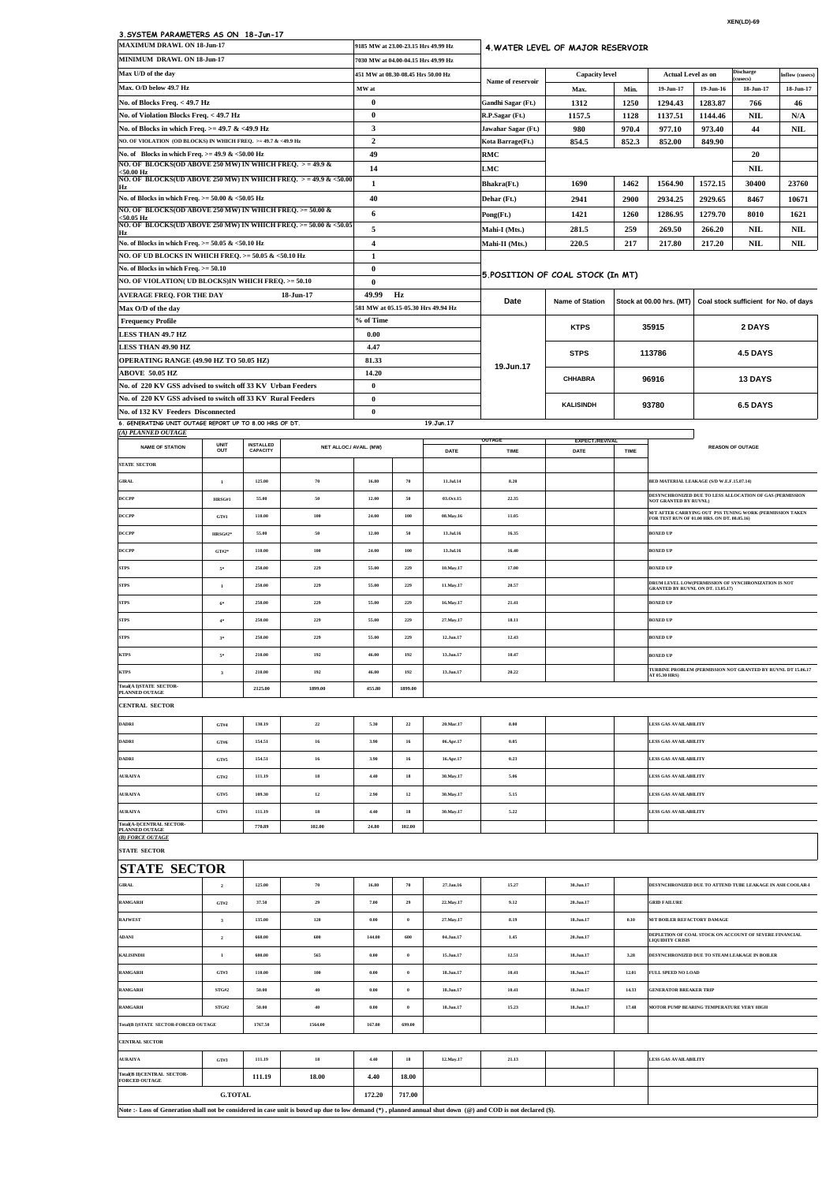XEN(LD)-69

## 3. SYSTEM PARAMETERS AS ON 18-Jun-17

| | | |
|---|---|---|
| MAXIMUM DRAWL ON 18-Jun-17 | | 9185 MW at 23.00-23.15 Hrs 49.99 Hz |
| MINIMUM DRAWL ON 18-Jun-17 | | 7030 MW at 04.00-04.15 Hrs 49.99 Hz |
| Max U/D of the day | | 451 MW at 08.30-08.45 Hrs 50.00 Hz |
| Max. O/D below 49.7 Hz | | MW at |
| No. of Blocks Freq. < 49.7 Hz | | 0 |
| No. of Violation Blocks Freq. < 49.7 Hz | | 0 |
| No. of Blocks in which Freq. >= 49.7 & <49.9 Hz | | 3 |
| NO. OF VIOLATION (OD BLOCKS) IN WHICH FREQ. >= 49.7 & <49.9 Hz | | 2 |
| No. of Blocks in which Freq. >= 49.9 & <50.00 Hz | | 49 |
| NO. OF BLOCKS(OD ABOVE 250 MW) IN WHICH FREQ. > = 49.9 & <50.00 Hz | | 14 |
| NO. OF BLOCKS(UD ABOVE 250 MW) IN WHICH FREQ. > = 49.9 & <50.00 Hz | | 1 |
| No. of Blocks in which Freq. >= 50.00 & <50.05 Hz | | 40 |
| NO. OF BLOCKS(OD ABOVE 250 MW) IN WHICH FREQ. >= 50.00 & <50.05 Hz | | 6 |
| NO. OF BLOCKS(UD ABOVE 250 MW) IN WHICH FREQ. >= 50.00 & <50.05 Hz | | 5 |
| No. of Blocks in which Freq. >= 50.05 & <50.10 Hz | | 4 |
| NO. OF UD BLOCKS IN WHICH FREQ. >= 50.05 & <50.10 Hz | | 1 |
| No. of Blocks in which Freq. >= 50.10 | | 0 |
| NO. OF VIOLATION( UD BLOCKS)IN WHICH FREQ. >= 50.10 | | 0 |
| AVERAGE FREQ. FOR THE DAY | 18-Jun-17 | 49.99 Hz |
| Max O/D of the day | | 581 MW at 05.15-05.30 Hrs 49.94 Hz |
| Frequency Profile | | % of Time |
| LESS THAN 49.7 HZ | | 0.00 |
| LESS THAN 49.90 HZ | | 4.47 |
| OPERATING RANGE (49.90 HZ TO 50.05 HZ) | | 81.33 |
| ABOVE 50.05 HZ | | 14.20 |
| No. of 220 KV GSS advised to switch off 33 KV Urban Feeders | | 0 |
| No. of 220 KV GSS advised to switch off 33 KV Rural Feeders | | 0 |
| No. of 132 KV Feeders Disconnected | | 0 |

## 4. WATER LEVEL OF MAJOR RESERVOIR

| Name of reservoir | Capacity level | | Actual Level as on | | Discharge (cusecs) | Inflow (cusecs) |
|---|---|---|---|---|---|---|
| | Max. | Min. | 19-Jun-17 | 19-Jun-16 | 18-Jun-17 | 18-Jun-17 |
| Gandhi Sagar (Ft.) | 1312 | 1250 | 1294.43 | 1283.87 | 766 | 46 |
| R.P.Sagar (Ft.) | 1157.5 | 1128 | 1137.51 | 1144.46 | NIL | N/A |
| Jawahar Sagar (Ft.) | 980 | 970.4 | 977.10 | 973.40 | 44 | NIL |
| Kota Barrage(Ft.) | 854.5 | 852.3 | 852.00 | 849.90 | | |
| RMC | | | | | 20 | |
| LMC | | | | | NIL | |
| Bhakra(Ft.) | 1690 | 1462 | 1564.90 | 1572.15 | 30400 | 23760 |
| Dehar (Ft.) | 2941 | 2900 | 2934.25 | 2929.65 | 8467 | 10671 |
| Pong(Ft.) | 1421 | 1260 | 1286.95 | 1279.70 | 8010 | 1621 |
| Mahi-I (Mts.) | 281.5 | 259 | 269.50 | 266.20 | NIL | NIL |
| Mahi-II (Mts.) | 220.5 | 217 | 217.80 | 217.20 | NIL | NIL |

## 5. POSITION OF COAL STOCK (In MT)

| Date | Name of Station | Stock at 00.00 hrs. (MT) | Coal stock sufficient for No. of days |
|---|---|---|---|
| 19.Jun.17 | KTPS | 35915 | 2 DAYS |
| | STPS | 113786 | 4.5 DAYS |
| | CHHABRA | 96916 | 13 DAYS |
| | KALISINDH | 93780 | 6.5 DAYS |

## 6. GENERATING UNIT OUTAGE REPORT UP TO 8.00 HRS OF DT. 19.Jun.17

### (A) PLANNED OUTAGE

| NAME OF STATION | UNIT OUT | INSTALLED CAPACITY | NET ALLOC./ AVAIL. (MW) | | | OUTAGE DATE | OUTAGE TIME | EXPECT./REVIVAL DATE | TIME | REASON OF OUTAGE |
|---|---|---|---|---|---|---|---|---|---|---|
| **STATE SECTOR** | | | | | | | | | | |
| GIRAL | 1 | 125.00 | 70 | 16.80 | 70 | 11.Jul.14 | 8.20 | | | BED MATERIAL LEAKAGE (S/D W.E.F.15.07.14) |
| DCCPP | HRSG#1 | 55.00 | 50 | 12.00 | 50 | 03.Oct.15 | 22.35 | | | DESYNCHRONIZED DUE TO LESS ALLOCATION OF GAS (PERMISSION NOT GRANTED BY RUVNL) |
| DCCPP | GT#1 | 110.00 | 100 | 24.00 | 100 | 08.May.16 | 11.05 | | | M/T AFTER CARRYING OUT PSS TUNING WORK (PERMISSION TAKEN FOR TEST RUN OF 01.00 HRS. ON DT. 08.05.16) |
| DCCPP | HRSG#2* | 55.00 | 50 | 12.00 | 50 | 13.Jul.16 | 16.35 | | | BOXED UP |
| DCCPP | GT#2* | 110.00 | 100 | 24.00 | 100 | 13.Jul.16 | 16.40 | | | BOXED UP |
| STPS | 5* | 250.00 | 229 | 55.00 | 229 | 10.May.17 | 17.00 | | | BOXED UP |
| STPS | 1 | 250.00 | 229 | 55.00 | 229 | 11.May.17 | 20.57 | | | DRUM LEVEL LOW(PERMISSION OF SYNCHRONIZATION IS NOT GRANTED BY RUVNL ON DT. 13.05.17) |
| STPS | 6* | 250.00 | 229 | 55.00 | 229 | 16.May.17 | 21.41 | | | BOXED UP |
| STPS | 4* | 250.00 | 229 | 55.00 | 229 | 27.May.17 | 18.11 | | | BOXED UP |
| STPS | 3* | 250.00 | 229 | 55.00 | 229 | 12.Jun.17 | 12.43 | | | BOXED UP |
| KTPS | 5* | 210.00 | 192 | 46.00 | 192 | 13.Jun.17 | 10.47 | | | BOXED UP |
| KTPS | 3 | 210.00 | 192 | 46.00 | 192 | 13.Jun.17 | 20.22 | | | TURBINE PROBLEM (PERMISSION NOT GRANTED BY RUVNL DT 15.06.17 AT 05.30 HRS) |
| Total(A I)STATE SECTOR-PLANNED OUTAGE | | 2125.00 | 1899.00 | 455.80 | 1899.00 | | | | | |
| **CENTRAL SECTOR** | | | | | | | | | | |
| DADRI | GT#4 | 130.19 | 22 | 5.30 | 22 | 20.Mar.17 | 0.00 | | | LESS GAS AVAILABILITY |
| DADRI | GT#6 | 154.51 | 16 | 3.90 | 16 | 06.Apr.17 | 0.05 | | | LESS GAS AVAILABILITY |
| DADRI | GT#5 | 154.51 | 16 | 3.90 | 16 | 16.Apr.17 | 0.23 | | | LESS GAS AVAILABILITY |
| AURAIYA | GT#2 | 111.19 | 18 | 4.40 | 18 | 30.May.17 | 5.06 | | | LESS GAS AVAILABILITY |
| AURAIYA | GT#5 | 109.30 | 12 | 2.90 | 12 | 30.May.17 | 5.15 | | | LESS GAS AVAILABILITY |
| AURAIYA | GT#1 | 111.19 | 18 | 4.40 | 18 | 30.May.17 | 5.22 | | | LESS GAS AVAILABILITY |
| Total(A-I)CENTRAL SECTOR-PLANNED OUTAGE | | 770.89 | 102.00 | 24.80 | 102.00 | | | | | |

### (B) FORCE OUTAGE

**STATE SECTOR**

| NAME OF STATION | UNIT OUT | INSTALLED CAPACITY | NET ALLOC./ AVAIL. (MW) | | | OUTAGE DATE | OUTAGE TIME | EXPECT./REVIVAL DATE | TIME | REASON OF OUTAGE |
|---|---|---|---|---|---|---|---|---|---|---|
| **STATE SECTOR** | | | | | | | | | | |
| GIRAL | 2 | 125.00 | 70 | 16.80 | 70 | 27.Jan.16 | 15.27 | 30.Jun.17 | | DESYNCHRONIZED DUE TO ATTEND TUBE LEAKAGE IN ASH COOLAR-I |
| RAMGARH | GT#2 | 37.50 | 29 | 7.00 | 29 | 22.May.17 | 9.12 | 20.Jun.17 | | GRID FAILURE |
| RAJWEST | 3 | 135.00 | 120 | 0.00 | 0 | 27.May.17 | 8.19 | 18.Jun.17 | 0.10 | M/T BOILER REFACTORY DAMAGE |
| ADANI | 2 | 660.00 | 600 | 144.00 | 600 | 04.Jun.17 | 1.45 | 20.Jun.17 | | DEPLETION OF COAL STOCK ON ACCOUNT OF SEVERE FINANCIAL LIQUIDITY CRISIS |
| KALISINDH | 1 | 600.00 | 565 | 0.00 | 0 | 15.Jun.17 | 12.51 | 18.Jun.17 | 3.28 | DESYNCHRONIZED DUE TO STEAM LEAKAGE IN BOILER |
| RAMGARH | GT#3 | 110.00 | 100 | 0.00 | 0 | 18.Jun.17 | 10.41 | 18.Jun.17 | 12.01 | FULL SPEED NO LOAD |
| RAMGARH | STG#2 | 50.00 | 40 | 0.00 | 0 | 18.Jun.17 | 10.41 | 18.Jun.17 | 14.33 | GENERATOR BREAKER TRIP |
| RAMGARH | STG#2 | 50.00 | 40 | 0.00 | 0 | 18.Jun.17 | 15.23 | 18.Jun.17 | 17.48 | MOTOR PUMP BEARING TEMPERATURE VERY HIGH |
| Total(B I)STATE SECTOR-FORCED OUTAGE | | 1767.50 | 1564.00 | 167.80 | 699.00 | | | | | |
| **CENTRAL SECTOR** | | | | | | | | | | |
| AURAIYA | GT#3 | 111.19 | 18 | 4.40 | 18 | 12.May.17 | 21.13 | | | LESS GAS AVAILABILITY |
| Total(B II)CENTRAL SECTOR-FORCED OUTAGE | | 111.19 | 18.00 | 4.40 | 18.00 | | | | | |
| G.TOTAL | | | | 172.20 | 717.00 | | | | | |

Note :- Loss of Generation shall not be considered in case unit is boxed up due to low demand (*) , planned annual shut down (@) and COD is not declared ($).